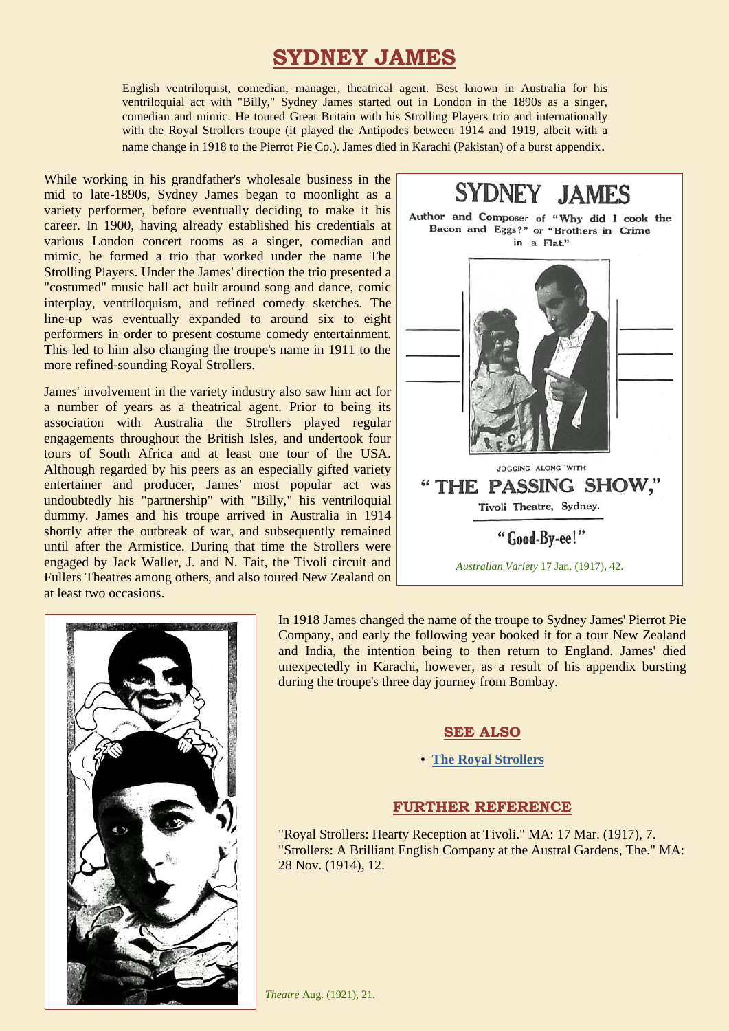# SYDNEY JAMES

English ventriloquist, comedian, manager, theatrical agent. Best known in Australia for his ventriloquial act with "Billy," Sydney James started out in London in the 1890s as a singer, comedian and mimic. He toured Great Britain with his Strolling Players trio and internationally with the Royal Strollers troupe (it played the Antipodes between 1914 and 1919, albeit with a name change in 1918 to the Pierrot Pie Co.). James died in Karachi (Pakistan) of a burst appendix.

While working in his grandfather's wholesale business in the mid to late-1890s, Sydney James began to moonlight as a variety performer, before eventually deciding to make it his career. In 1900, having already established his credentials at various London concert rooms as a singer, comedian and mimic, he formed a trio that worked under the name The Strolling Players. Under the James' direction the trio presented a "costumed" music hall act built around song and dance, comic interplay, ventriloquism, and refined comedy sketches. The line-up was eventually expanded to around six to eight performers in order to present costume comedy entertainment. This led to him also changing the troupe's name in 1911 to the more refined-sounding Royal Strollers.

James' involvement in the variety industry also saw him act for a number of years as a theatrical agent. Prior to being its association with Australia the Strollers played regular engagements throughout the British Isles, and undertook four tours of South Africa and at least one tour of the USA. Although regarded by his peers as an especially gifted variety entertainer and producer, James' most popular act was undoubtedly his "partnership" with "Billy," his ventriloquial dummy. James and his troupe arrived in Australia in 1914 shortly after the outbreak of war, and subsequently remained until after the Armistice. During that time the Strollers were engaged by Jack Waller, J. and N. Tait, the Tivoli circuit and Fullers Theatres among others, and also toured New Zealand on at least two occasions.

SYDNEY JAMES

Author and Composer of "Why did I cook the Bacon and Eggs?" or "Brothers in Crime in a Flat."

JOGGING ALONG WITH

"THE PASSING SHOW,"

Tivoli Theatre, Sydney.

"Good-By-ee!"

*Australian Variety* 17 Jan. (1917), 42.

In 1918 James changed the name of the troupe to Sydney James' Pierrot Pie Company, and early the following year booked it for a tour New Zealand and India, the intention being to then return to England. James' died unexpectedly in Karachi, however, as a result of his appendix bursting during the troupe's three day journey from Bombay.

## SEE ALSO

- **The Royal Strollers**

## FURTHER REFERENCE

"Royal Strollers: Hearty Reception at Tivoli." MA: 17 Mar. (1917), 7.
"Strollers: A Brilliant English Company at the Austral Gardens, The." MA: 28 Nov. (1914), 12.

*Theatre* Aug. (1921), 21.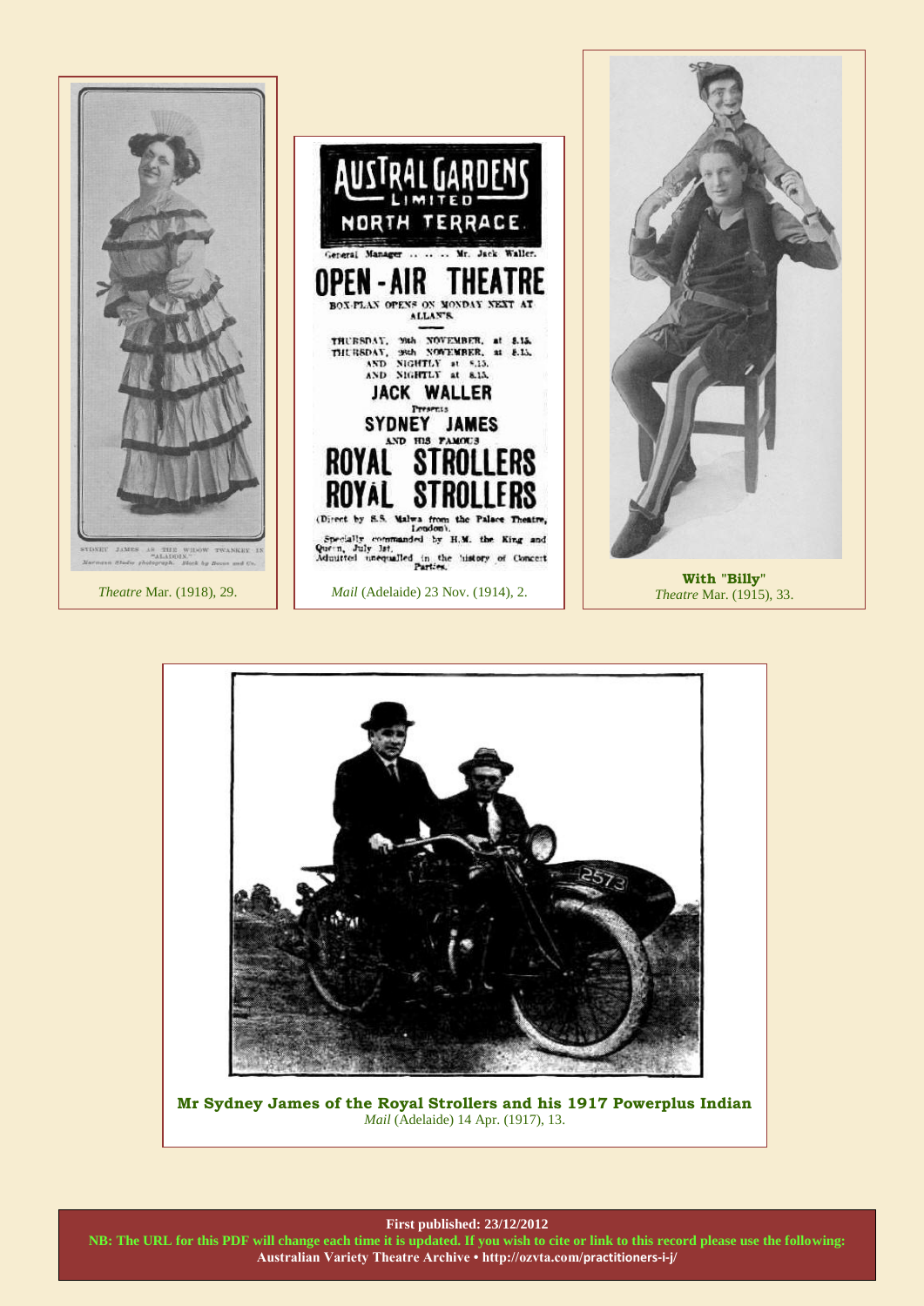SYDNEY JAMES AS THE WIDOW TWANKEY IN "ALADDIN." Harmsen Studio photograph. Block by Bone and Co.

*Theatre* Mar. (1918), 29.

AUSTRAL GARDENS LIMITED
NORTH TERRACE.

General Manager .. .. .. Mr. Jack Waller.

OPEN-AIR THEATRE

BOX-PLAN OPENS ON MONDAY NEXT AT ALLAN'S.

THURSDAY, 26th NOVEMBER, at 8.15.
AND NIGHTLY at 8.15.

JACK WALLER
Presents
SYDNEY JAMES
AND HIS FAMOUS
ROYAL STROLLERS

(Direct by S.S. Malwa from the Palace Theatre, London).

Specially commanded by H.M. the King and Queen, July 1st.
Admitted unequalled in the history of Concert Parties.

*Mail* (Adelaide) 23 Nov. (1914), 2.

**With "Billy"**
*Theatre* Mar. (1915), 33.

**Mr Sydney James of the Royal Strollers and his 1917 Powerplus Indian**
*Mail* (Adelaide) 14 Apr. (1917), 13.

**First published: 23/12/2012**
**NB: The URL for this PDF will change each time it is updated. If you wish to cite or link to this record please use the following:**
**Australian Variety Theatre Archive • http://ozvta.com/practitioners-i-j/**